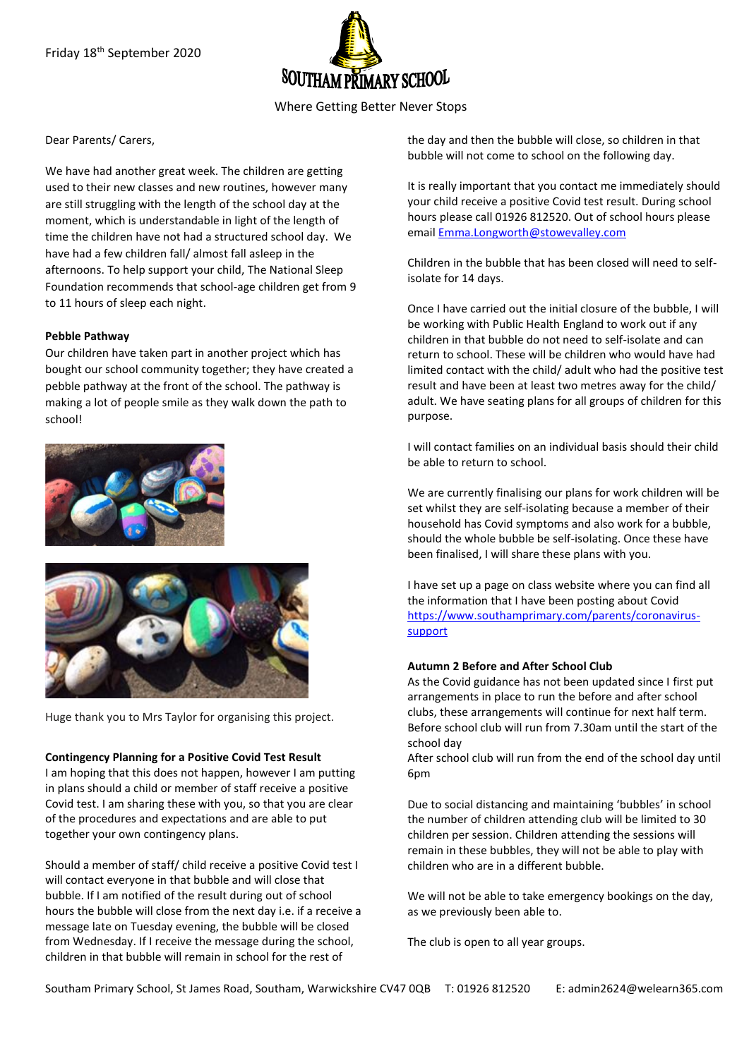Friday 18th September 2020

# SOUTHAM PRIMARY SCHOOL

Where Getting Better Never Stops

Dear Parents/ Carers,

We have had another great week. The children are getting used to their new classes and new routines, however many are still struggling with the length of the school day at the moment, which is understandable in light of the length of time the children have not had a structured school day. We have had a few children fall/ almost fall asleep in the afternoons. To help support your child, The National Sleep Foundation recommends that school-age children get from 9 to 11 hours of sleep each night.

**Pebble Pathway**

Our children have taken part in another project which has bought our school community together; they have created a pebble pathway at the front of the school. The pathway is making a lot of people smile as they walk down the path to school!

Huge thank you to Mrs Taylor for organising this project.

**Contingency Planning for a Positive Covid Test Result**

I am hoping that this does not happen, however I am putting in plans should a child or member of staff receive a positive Covid test. I am sharing these with you, so that you are clear of the procedures and expectations and are able to put together your own contingency plans.

Should a member of staff/ child receive a positive Covid test I will contact everyone in that bubble and will close that bubble. If I am notified of the result during out of school hours the bubble will close from the next day i.e. if a receive a message late on Tuesday evening, the bubble will be closed from Wednesday. If I receive the message during the school, children in that bubble will remain in school for the rest of the day and then the bubble will close, so children in that bubble will not come to school on the following day.

It is really important that you contact me immediately should your child receive a positive Covid test result. During school hours please call 01926 812520. Out of school hours please email Emma.Longworth@stowevalley.com

Children in the bubble that has been closed will need to self-isolate for 14 days.

Once I have carried out the initial closure of the bubble, I will be working with Public Health England to work out if any children in that bubble do not need to self-isolate and can return to school. These will be children who would have had limited contact with the child/ adult who had the positive test result and have been at least two metres away for the child/ adult. We have seating plans for all groups of children for this purpose.

I will contact families on an individual basis should their child be able to return to school.

We are currently finalising our plans for work children will be set whilst they are self-isolating because a member of their household has Covid symptoms and also work for a bubble, should the whole bubble be self-isolating. Once these have been finalised, I will share these plans with you.

I have set up a page on class website where you can find all the information that I have been posting about Covid https://www.southamprimary.com/parents/coronavirus-support

**Autumn 2 Before and After School Club**

As the Covid guidance has not been updated since I first put arrangements in place to run the before and after school clubs, these arrangements will continue for next half term.
Before school club will run from 7.30am until the start of the school day
After school club will run from the end of the school day until 6pm

Due to social distancing and maintaining 'bubbles' in school the number of children attending club will be limited to 30 children per session. Children attending the sessions will remain in these bubbles, they will not be able to play with children who are in a different bubble.

We will not be able to take emergency bookings on the day, as we previously been able to.

The club is open to all year groups.

Southam Primary School, St James Road, Southam, Warwickshire CV47 0QB T: 01926 812520 E: admin2624@welearn365.com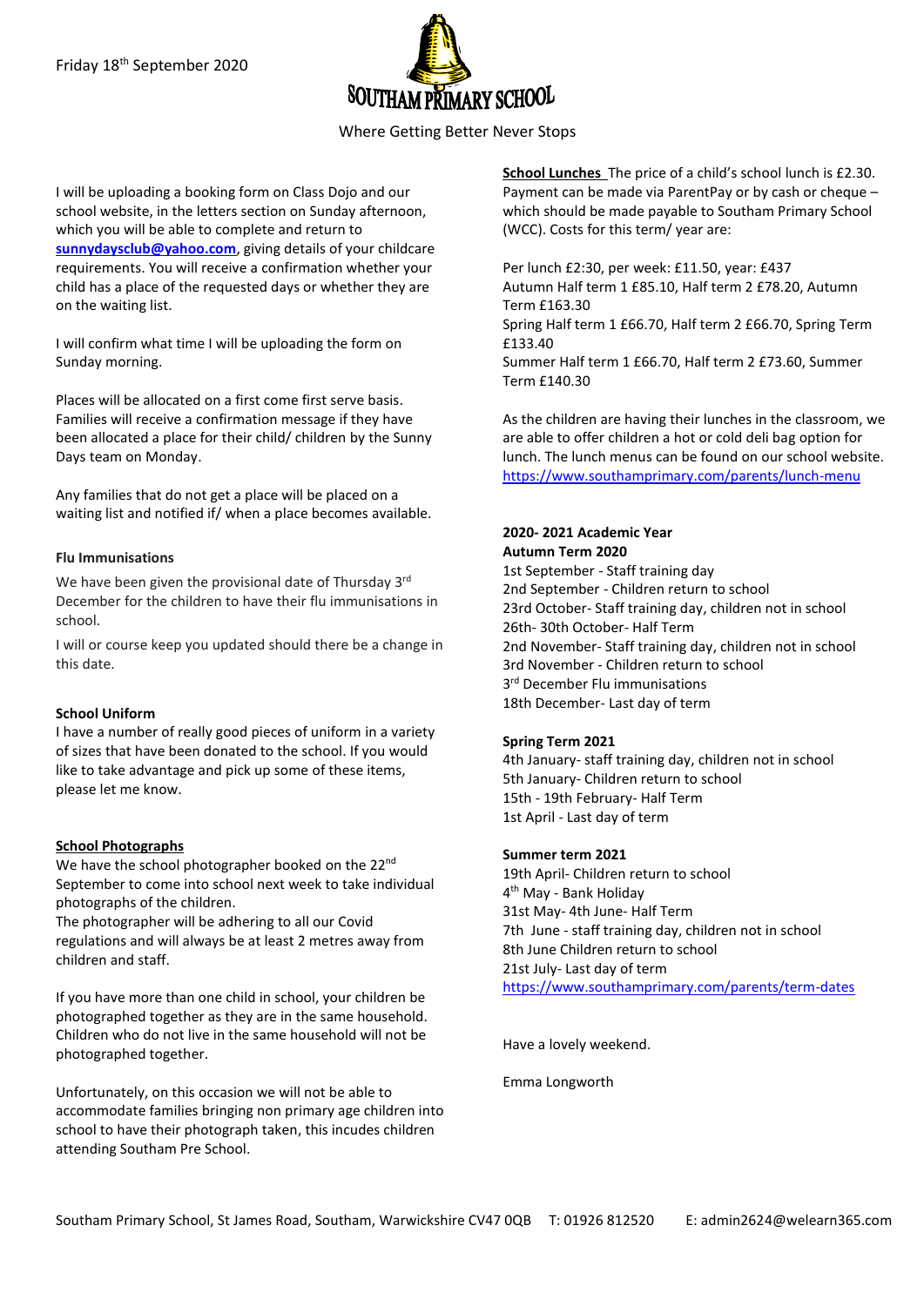Friday 18th September 2020

SOUTHAM PRIMARY SCHOOL

Where Getting Better Never Stops

I will be uploading a booking form on Class Dojo and our school website, in the letters section on Sunday afternoon, which you will be able to complete and return to **sunnydaysclub@yahoo.com**, giving details of your childcare requirements. You will receive a confirmation whether your child has a place of the requested days or whether they are on the waiting list.

I will confirm what time I will be uploading the form on Sunday morning.

Places will be allocated on a first come first serve basis. Families will receive a confirmation message if they have been allocated a place for their child/ children by the Sunny Days team on Monday.

Any families that do not get a place will be placed on a waiting list and notified if/ when a place becomes available.

**Flu Immunisations**

We have been given the provisional date of Thursday 3rd December for the children to have their flu immunisations in school.

I will or course keep you updated should there be a change in this date.

**School Uniform**

I have a number of really good pieces of uniform in a variety of sizes that have been donated to the school. If you would like to take advantage and pick up some of these items, please let me know.

**School Photographs**

We have the school photographer booked on the 22nd September to come into school next week to take individual photographs of the children.

The photographer will be adhering to all our Covid regulations and will always be at least 2 metres away from children and staff.

If you have more than one child in school, your children be photographed together as they are in the same household. Children who do not live in the same household will not be photographed together.

Unfortunately, on this occasion we will not be able to accommodate families bringing non primary age children into school to have their photograph taken, this incudes children attending Southam Pre School.

**School Lunches** The price of a child's school lunch is £2.30. Payment can be made via ParentPay or by cash or cheque – which should be made payable to Southam Primary School (WCC). Costs for this term/ year are:

Per lunch £2:30, per week: £11.50, year: £437
Autumn Half term 1 £85.10, Half term 2 £78.20, Autumn Term £163.30
Spring Half term 1 £66.70, Half term 2 £66.70, Spring Term £133.40
Summer Half term 1 £66.70, Half term 2 £73.60, Summer Term £140.30

As the children are having their lunches in the classroom, we are able to offer children a hot or cold deli bag option for lunch. The lunch menus can be found on our school website. https://www.southamprimary.com/parents/lunch-menu

**2020- 2021 Academic Year**

**Autumn Term 2020**

1st September - Staff training day
2nd September - Children return to school
23rd October- Staff training day, children not in school
26th- 30th October- Half Term
2nd November- Staff training day, children not in school
3rd November - Children return to school
3rd December Flu immunisations
18th December- Last day of term

**Spring Term 2021**

4th January- staff training day, children not in school
5th January- Children return to school
15th - 19th February- Half Term
1st April - Last day of term

**Summer term 2021**

19th April- Children return to school
4th May - Bank Holiday
31st May- 4th June- Half Term
7th June - staff training day, children not in school
8th June Children return to school
21st July- Last day of term
https://www.southamprimary.com/parents/term-dates

Have a lovely weekend.

Emma Longworth

Southam Primary School, St James Road, Southam, Warwickshire CV47 0QB T: 01926 812520 E: admin2624@welearn365.com